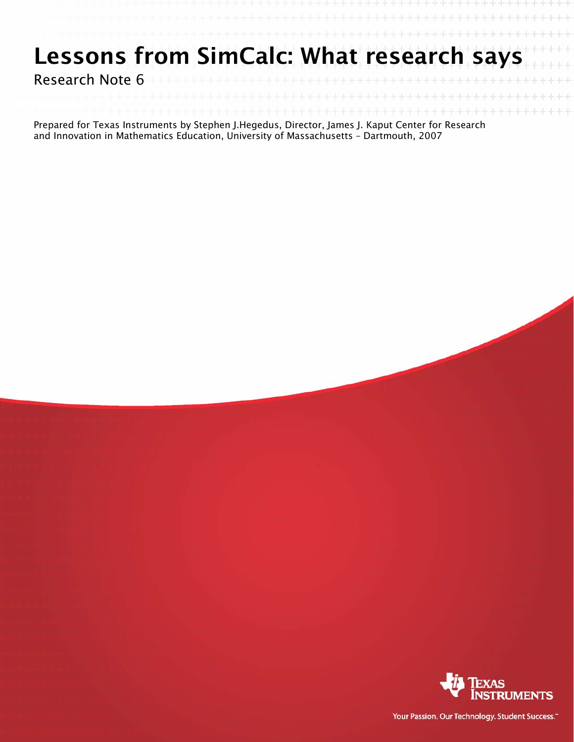# Lessons from SimCalc: What research says

Research Note 6

Prepared for Texas Instruments by Stephen J.Hegedus, Director, James J. Kaput Center for Research and Innovation in Mathematics Education, University of Massachusetts – Dartmouth, 2007

Your Passion. Our Technology. Student Success.™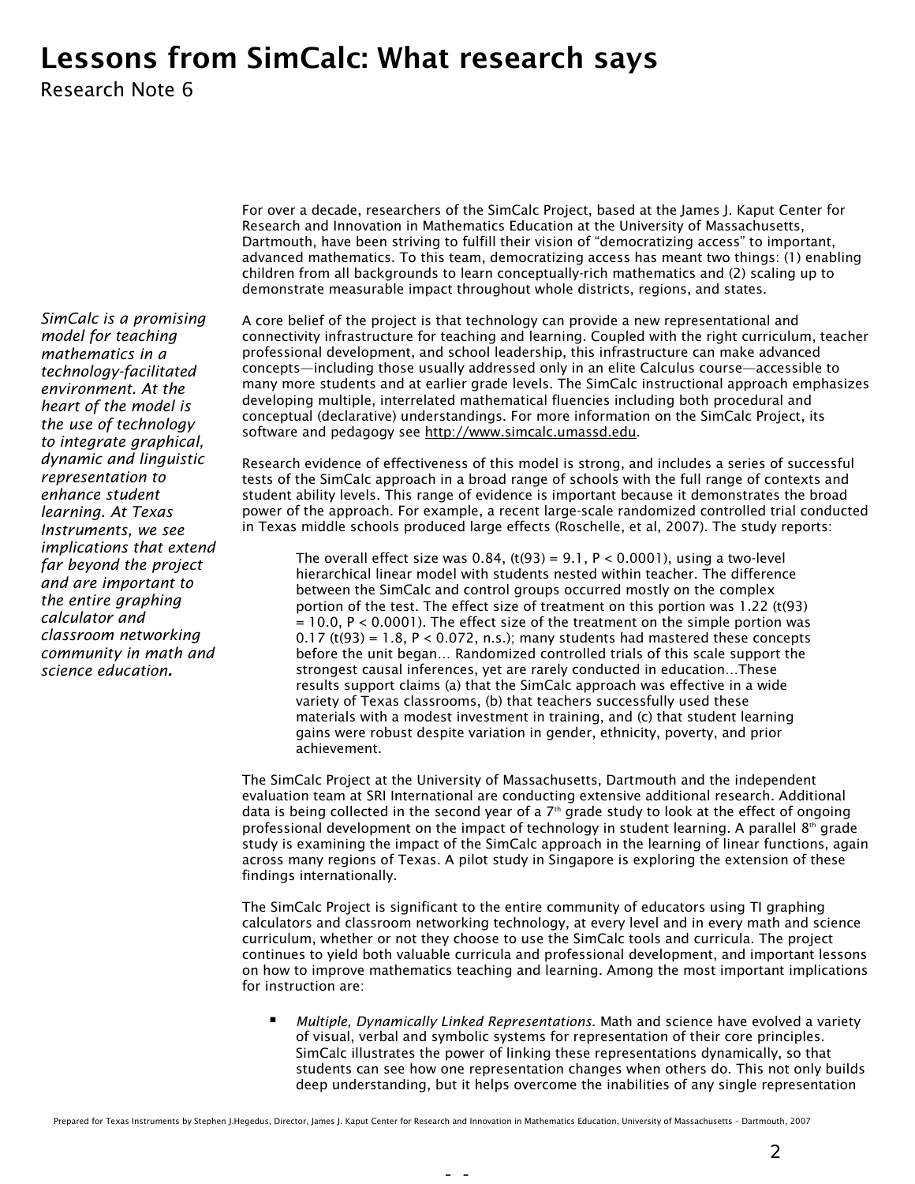# Lessons from SimCalc: What research says

Research Note 6

For over a decade, researchers of the SimCalc Project, based at the James J. Kaput Center for Research and Innovation in Mathematics Education at the University of Massachusetts, Dartmouth, have been striving to fulfill their vision of "democratizing access" to important, advanced mathematics. To this team, democratizing access has meant two things: (1) enabling children from all backgrounds to learn conceptually-rich mathematics and (2) scaling up to demonstrate measurable impact throughout whole districts, regions, and states.

*SimCalc is a promising model for teaching mathematics in a technology-facilitated environment. At the heart of the model is the use of technology to integrate graphical, dynamic and linguistic representation to enhance student learning. At Texas Instruments, we see implications that extend far beyond the project and are important to the entire graphing calculator and classroom networking community in math and science education.*

A core belief of the project is that technology can provide a new representational and connectivity infrastructure for teaching and learning. Coupled with the right curriculum, teacher professional development, and school leadership, this infrastructure can make advanced concepts—including those usually addressed only in an elite Calculus course—accessible to many more students and at earlier grade levels. The SimCalc instructional approach emphasizes developing multiple, interrelated mathematical fluencies including both procedural and conceptual (declarative) understandings. For more information on the SimCalc Project, its software and pedagogy see http://www.simcalc.umassd.edu.

Research evidence of effectiveness of this model is strong, and includes a series of successful tests of the SimCalc approach in a broad range of schools with the full range of contexts and student ability levels. This range of evidence is important because it demonstrates the broad power of the approach. For example, a recent large-scale randomized controlled trial conducted in Texas middle schools produced large effects (Roschelle, et al, 2007). The study reports:

> The overall effect size was 0.84, ($t(93) = 9.1$, $P < 0.0001$), using a two-level hierarchical linear model with students nested within teacher. The difference between the SimCalc and control groups occurred mostly on the complex portion of the test. The effect size of treatment on this portion was 1.22 ($t(93) = 10.0$, $P < 0.0001$). The effect size of the treatment on the simple portion was 0.17 ($t(93) = 1.8$, $P < 0.072$, n.s.); many students had mastered these concepts before the unit began… Randomized controlled trials of this scale support the strongest causal inferences, yet are rarely conducted in education…These results support claims (a) that the SimCalc approach was effective in a wide variety of Texas classrooms, (b) that teachers successfully used these materials with a modest investment in training, and (c) that student learning gains were robust despite variation in gender, ethnicity, poverty, and prior achievement.

The SimCalc Project at the University of Massachusetts, Dartmouth and the independent evaluation team at SRI International are conducting extensive additional research. Additional data is being collected in the second year of a 7th grade study to look at the effect of ongoing professional development on the impact of technology in student learning. A parallel 8th grade study is examining the impact of the SimCalc approach in the learning of linear functions, again across many regions of Texas. A pilot study in Singapore is exploring the extension of these findings internationally.

The SimCalc Project is significant to the entire community of educators using TI graphing calculators and classroom networking technology, at every level and in every math and science curriculum, whether or not they choose to use the SimCalc tools and curricula. The project continues to yield both valuable curricula and professional development, and important lessons on how to improve mathematics teaching and learning. Among the most important implications for instruction are:

- *Multiple, Dynamically Linked Representations.* Math and science have evolved a variety of visual, verbal and symbolic systems for representation of their core principles. SimCalc illustrates the power of linking these representations dynamically, so that students can see how one representation changes when others do. This not only builds deep understanding, but it helps overcome the inabilities of any single representation

Prepared for Texas Instruments by Stephen J.Hegedus, Director, James J. Kaput Center for Research and Innovation in Mathematics Education, University of Massachusetts – Dartmouth, 2007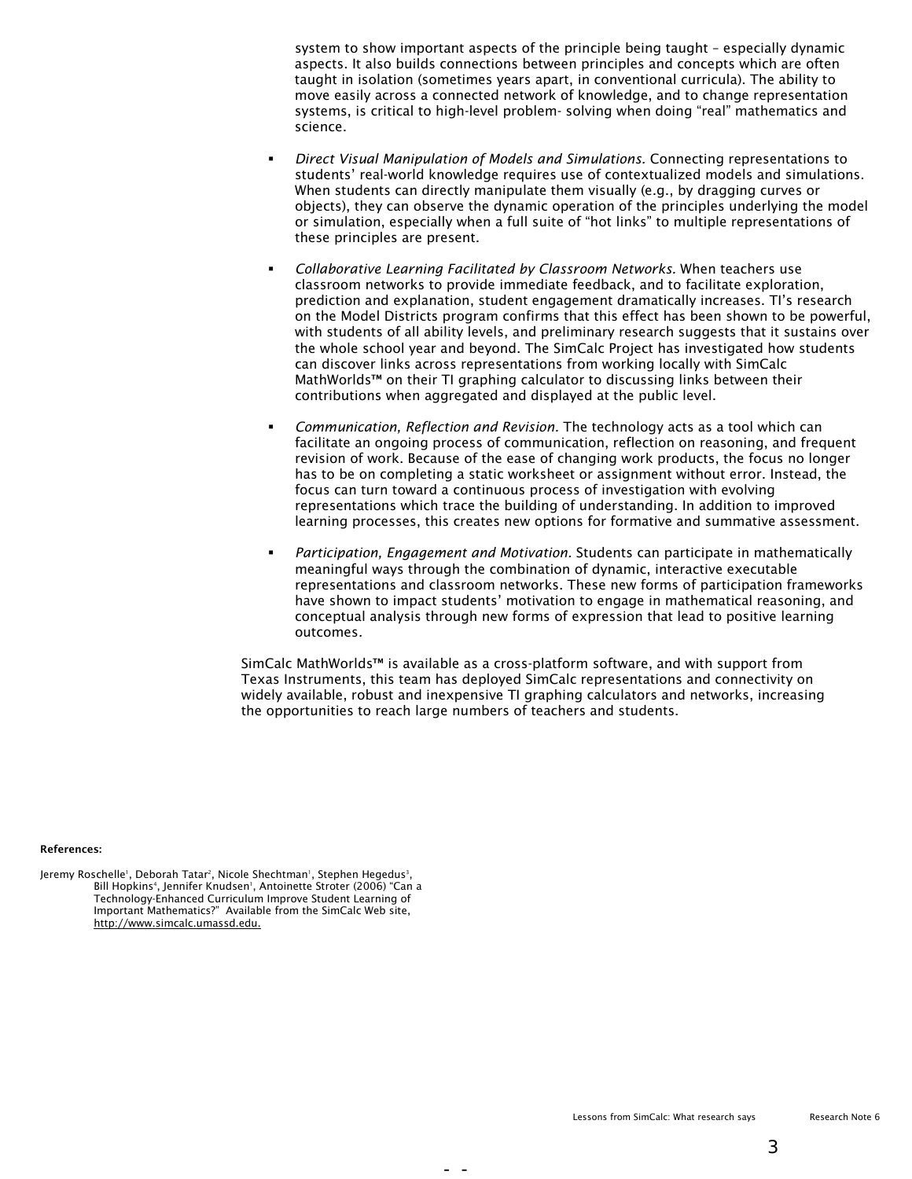system to show important aspects of the principle being taught – especially dynamic aspects. It also builds connections between principles and concepts which are often taught in isolation (sometimes years apart, in conventional curricula). The ability to move easily across a connected network of knowledge, and to change representation systems, is critical to high-level problem- solving when doing "real" mathematics and science.

- *Direct Visual Manipulation of Models and Simulations.* Connecting representations to students' real-world knowledge requires use of contextualized models and simulations. When students can directly manipulate them visually (e.g., by dragging curves or objects), they can observe the dynamic operation of the principles underlying the model or simulation, especially when a full suite of "hot links" to multiple representations of these principles are present.

- *Collaborative Learning Facilitated by Classroom Networks.* When teachers use classroom networks to provide immediate feedback, and to facilitate exploration, prediction and explanation, student engagement dramatically increases. TI's research on the Model Districts program confirms that this effect has been shown to be powerful, with students of all ability levels, and preliminary research suggests that it sustains over the whole school year and beyond. The SimCalc Project has investigated how students can discover links across representations from working locally with SimCalc MathWorlds™ on their TI graphing calculator to discussing links between their contributions when aggregated and displayed at the public level.

- *Communication, Reflection and Revision.* The technology acts as a tool which can facilitate an ongoing process of communication, reflection on reasoning, and frequent revision of work. Because of the ease of changing work products, the focus no longer has to be on completing a static worksheet or assignment without error. Instead, the focus can turn toward a continuous process of investigation with evolving representations which trace the building of understanding. In addition to improved learning processes, this creates new options for formative and summative assessment.

- *Participation, Engagement and Motivation.* Students can participate in mathematically meaningful ways through the combination of dynamic, interactive executable representations and classroom networks. These new forms of participation frameworks have shown to impact students' motivation to engage in mathematical reasoning, and conceptual analysis through new forms of expression that lead to positive learning outcomes.

SimCalc MathWorlds™ is available as a cross-platform software, and with support from Texas Instruments, this team has deployed SimCalc representations and connectivity on widely available, robust and inexpensive TI graphing calculators and networks, increasing the opportunities to reach large numbers of teachers and students.

**References:**

Jeremy Roschelle[1], Deborah Tatar[2], Nicole Shechtman[1], Stephen Hegedus[3], Bill Hopkins[4], Jennifer Knudsen[1], Antoinette Stroter (2006) "Can a Technology-Enhanced Curriculum Improve Student Learning of Important Mathematics?" Available from the SimCalc Web site, http://www.simcalc.umassd.edu.